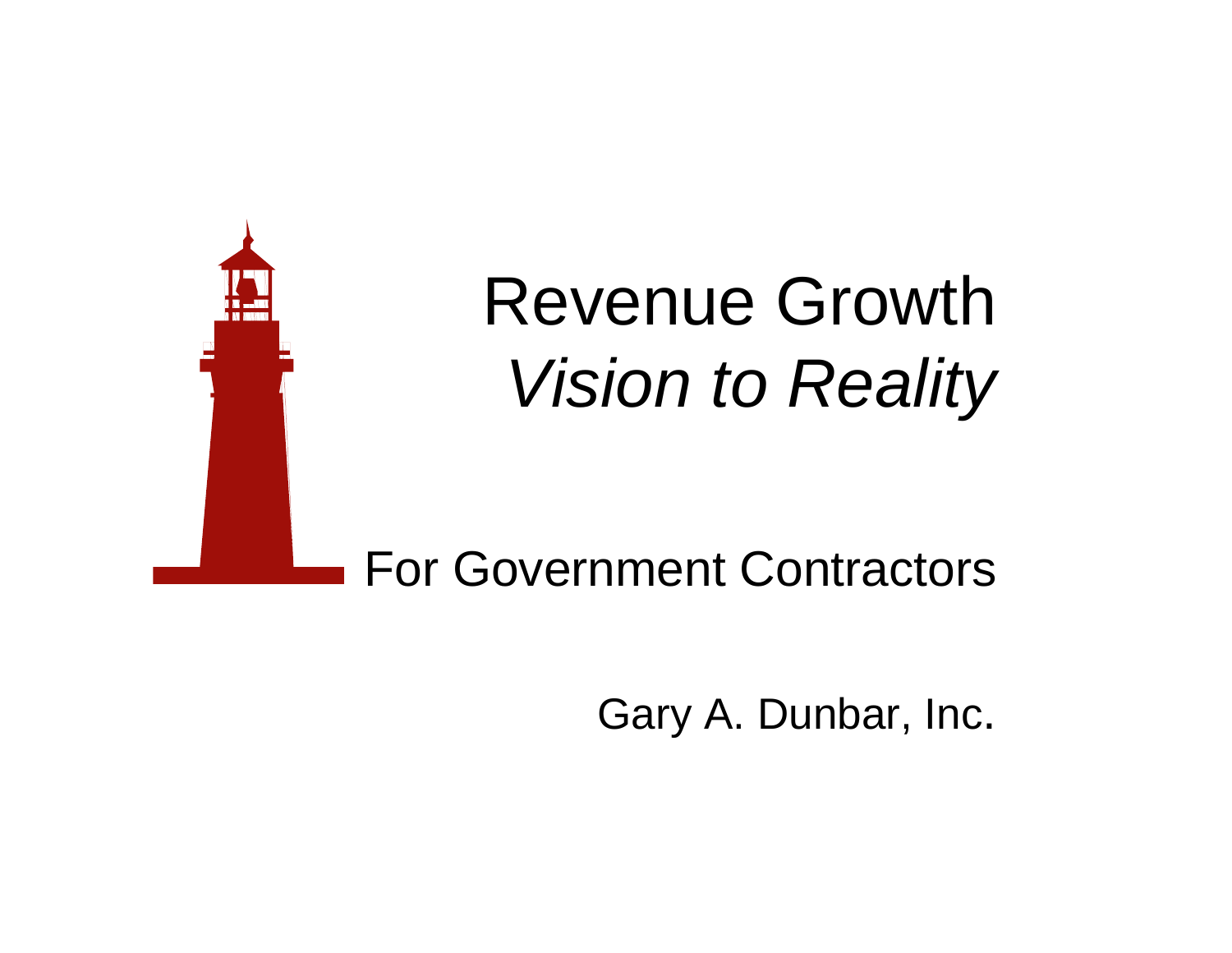# Revenue Growth

## *Vision to Reality*

For Government Contractors

Gary A. Dunbar, Inc.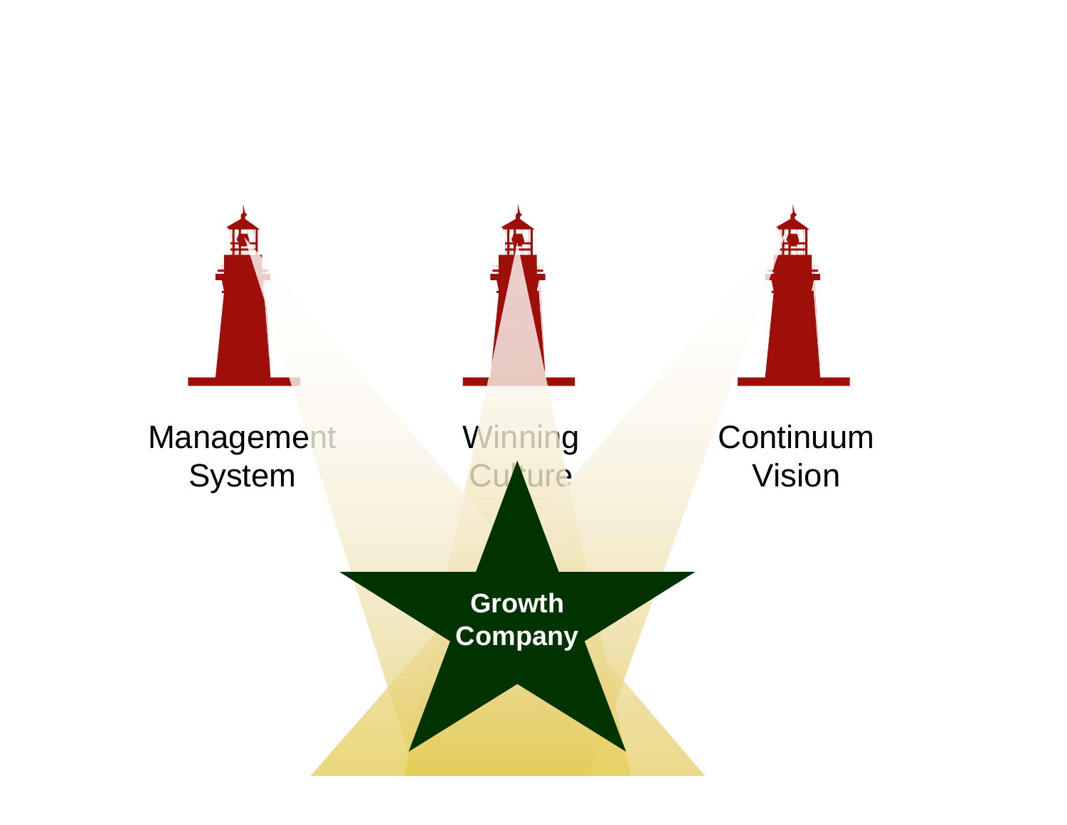Management System

Winning Culture

Continuum Vision

Growth Company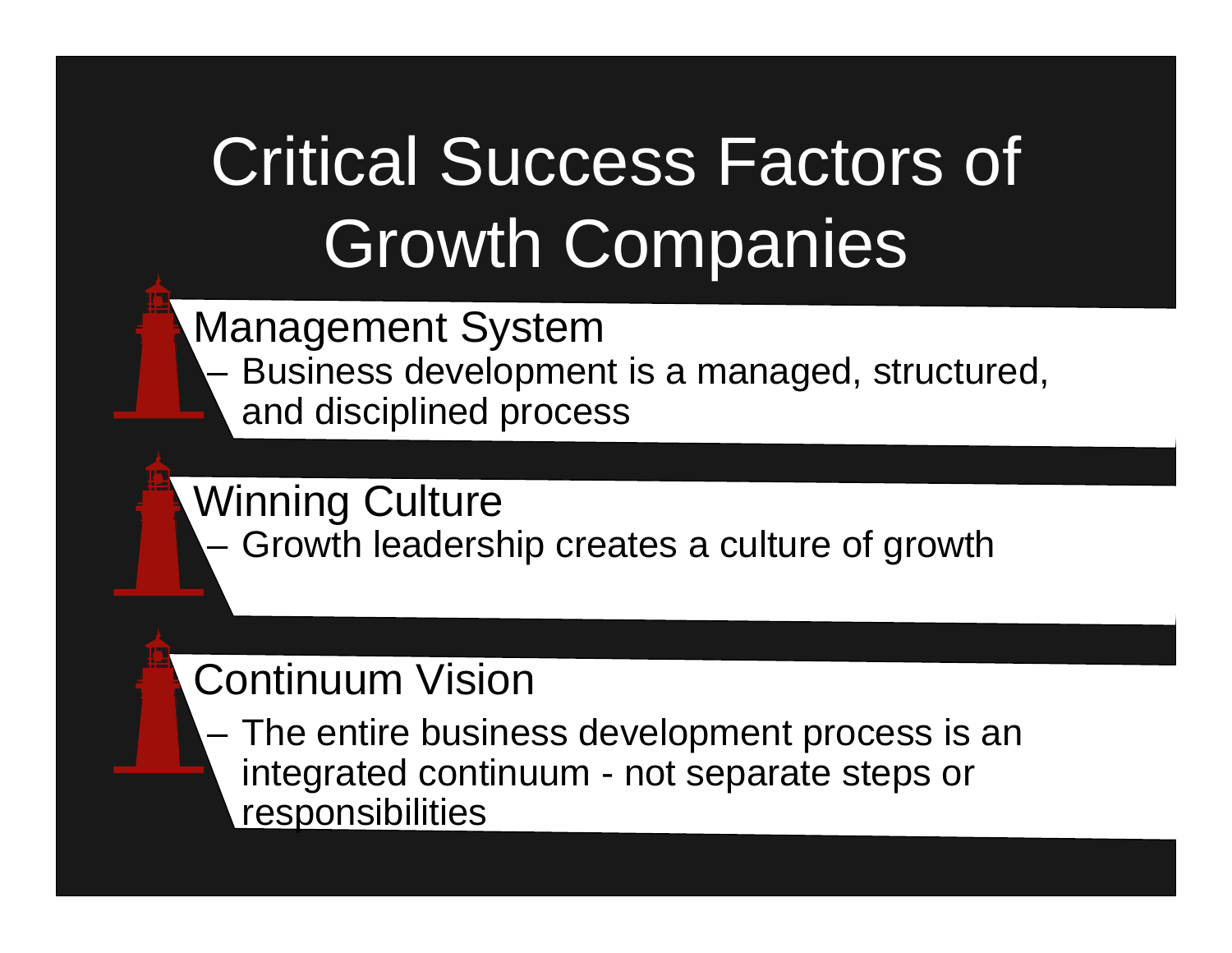# Critical Success Factors of Growth Companies

- Management System
  - Business development is a managed, structured, and disciplined process
- Winning Culture
  - Growth leadership creates a culture of growth
- Continuum Vision
  - The entire business development process is an integrated continuum - not separate steps or responsibilities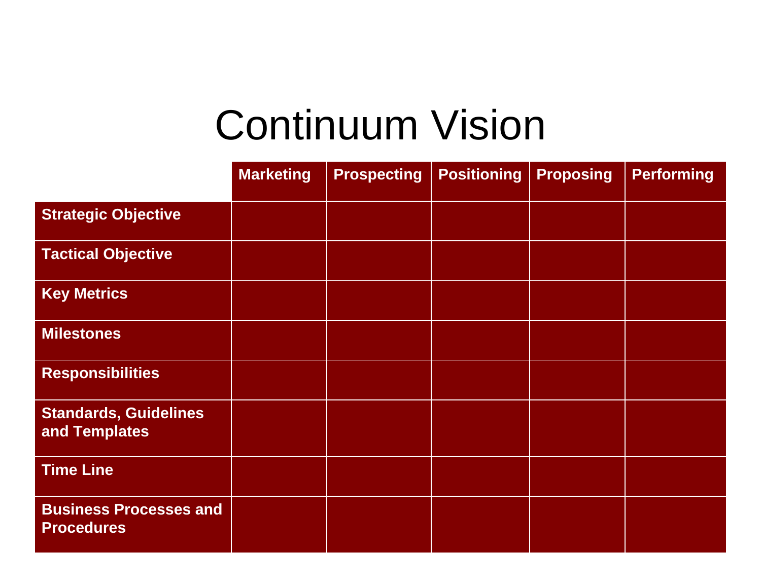# Continuum Vision

| | Marketing | Prospecting | Positioning | Proposing | Performing |
|---|---|---|---|---|---|
| **Strategic Objective** | | | | | |
| **Tactical Objective** | | | | | |
| **Key Metrics** | | | | | |
| **Milestones** | | | | | |
| **Responsibilities** | | | | | |
| **Standards, Guidelines and Templates** | | | | | |
| **Time Line** | | | | | |
| **Business Processes and Procedures** | | | | | |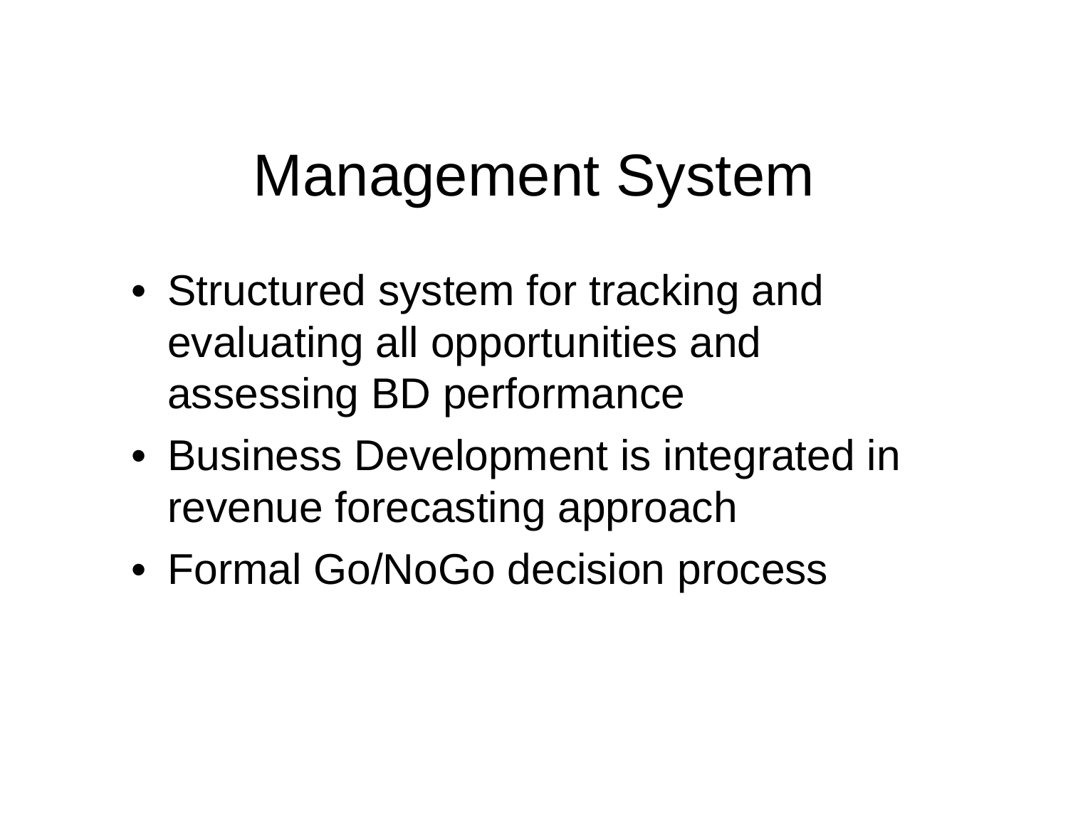# Management System

- Structured system for tracking and evaluating all opportunities and assessing BD performance
- Business Development is integrated in revenue forecasting approach
- Formal Go/NoGo decision process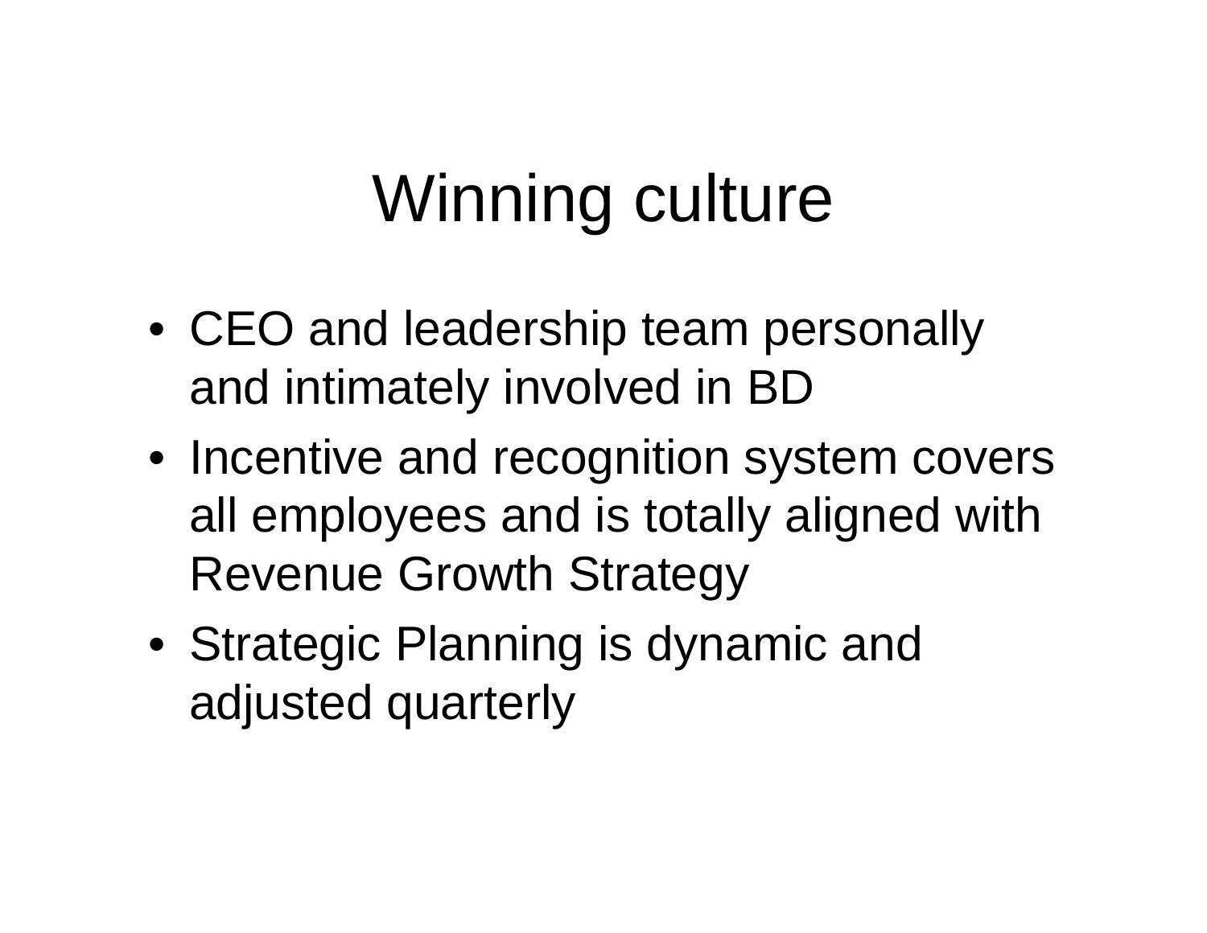# Winning culture

- CEO and leadership team personally and intimately involved in BD
- Incentive and recognition system covers all employees and is totally aligned with Revenue Growth Strategy
- Strategic Planning is dynamic and adjusted quarterly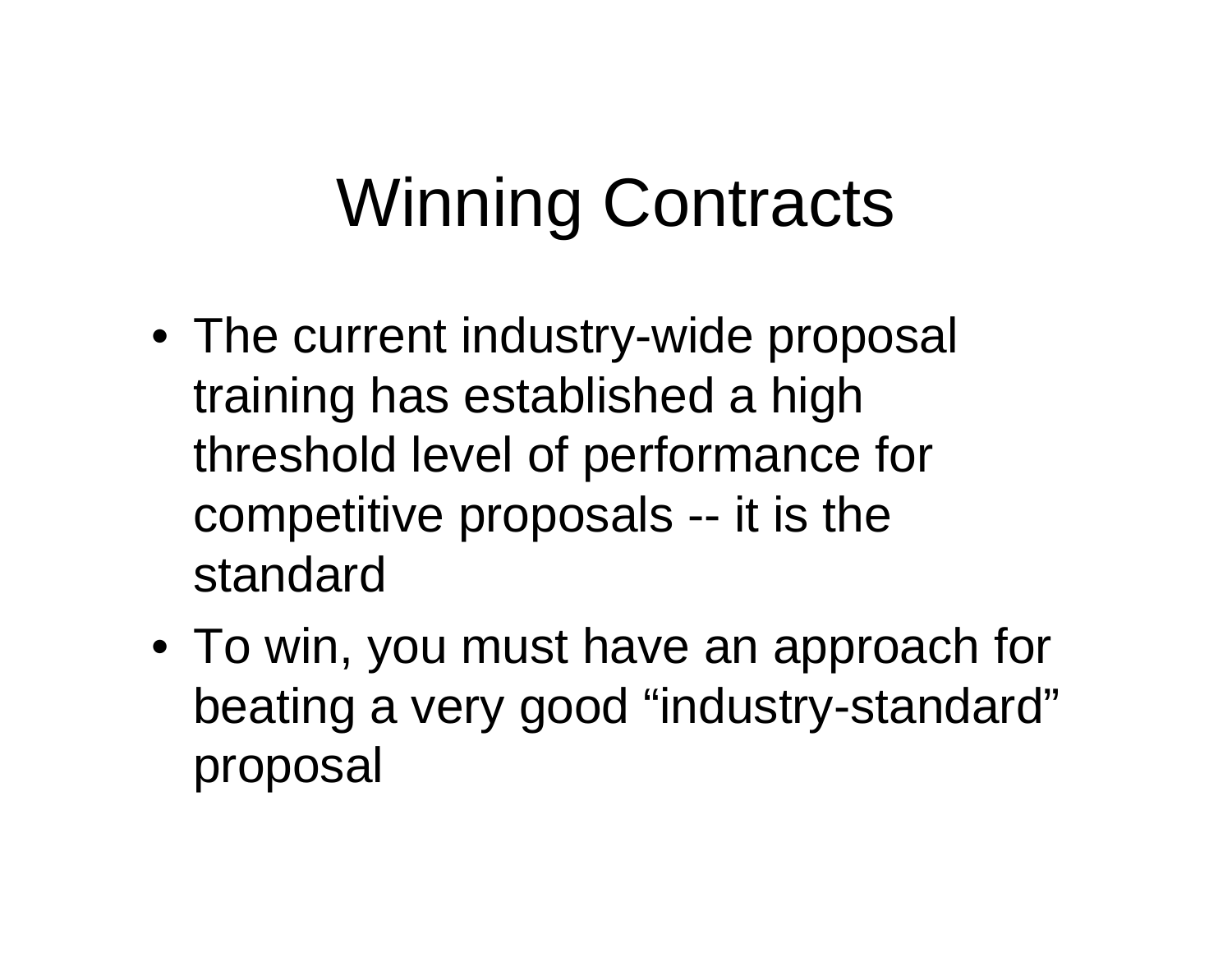# Winning Contracts

- The current industry-wide proposal training has established a high threshold level of performance for competitive proposals -- it is the standard
- To win, you must have an approach for beating a very good “industry-standard” proposal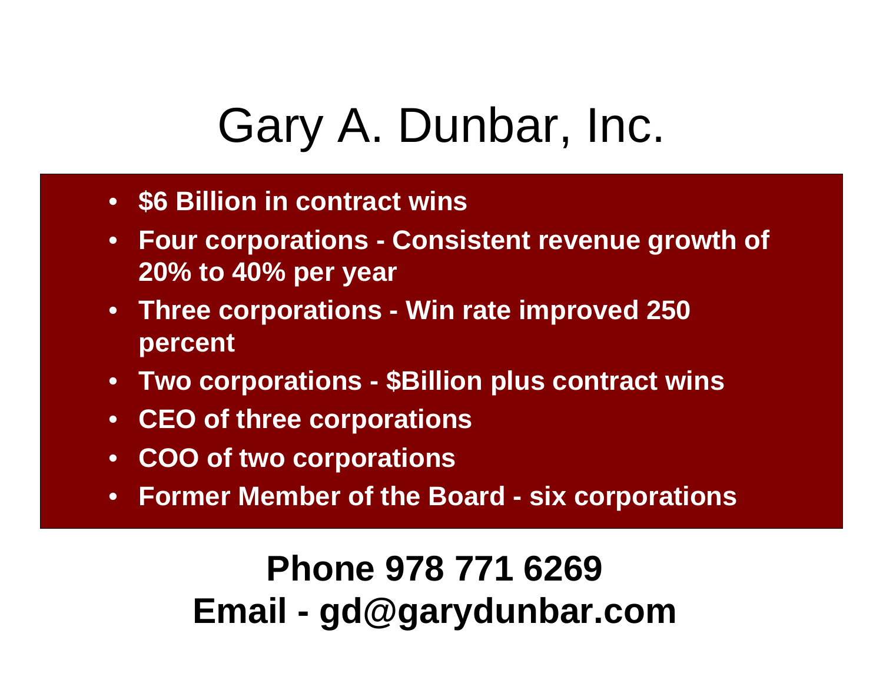# Gary A. Dunbar, Inc.

- **$6 Billion in contract wins**
- **Four corporations - Consistent revenue growth of 20% to 40% per year**
- **Three corporations - Win rate improved 250 percent**
- **Two corporations - $Billion plus contract wins**
- **CEO of three corporations**
- **COO of two corporations**
- **Former Member of the Board - six corporations**

**Phone 978 771 6269**
**Email - gd@garydunbar.com**